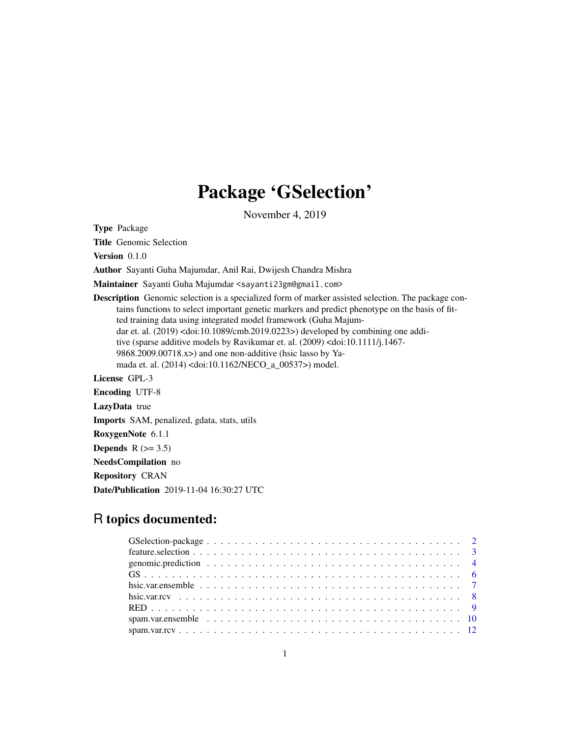# Package 'GSelection'

November 4, 2019

**Type** Package

**Title** Genomic Selection

**Version** 0.1.0

**Author** Sayanti Guha Majumdar, Anil Rai, Dwijesh Chandra Mishra

**Maintainer** Sayanti Guha Majumdar <sayanti23gm@gmail.com>

**Description** Genomic selection is a specialized form of marker assisted selection. The package contains functions to select important genetic markers and predict phenotype on the basis of fitted training data using integrated model framework (Guha Majumdar et. al. (2019) <doi:10.1089/cmb.2019.0223>) developed by combining one additive (sparse additive models by Ravikumar et. al. (2009) <doi:10.1111/j.1467-9868.2009.00718.x>) and one non-additive (hsic lasso by Yamada et. al. (2014) <doi:10.1162/NECO_a_00537>) model.

**License** GPL-3

**Encoding** UTF-8

**LazyData** true

**Imports** SAM, penalized, gdata, stats, utils

**RoxygenNote** 6.1.1

**Depends** R (>= 3.5)

**NeedsCompilation** no

**Repository** CRAN

**Date/Publication** 2019-11-04 16:30:27 UTC

## R topics documented:

- GSelection-package . . . . . . . . . . 2
- feature.selection . . . . . . . . . . 3
- genomic.prediction . . . . . . . . . . 4
- GS . . . . . . . . . . 6
- hsic.var.ensemble . . . . . . . . . . 7
- hsic.var.rcv . . . . . . . . . . 8
- RED . . . . . . . . . . 9
- spam.var.ensemble . . . . . . . . . . 10
- spam.var.rcv . . . . . . . . . . 12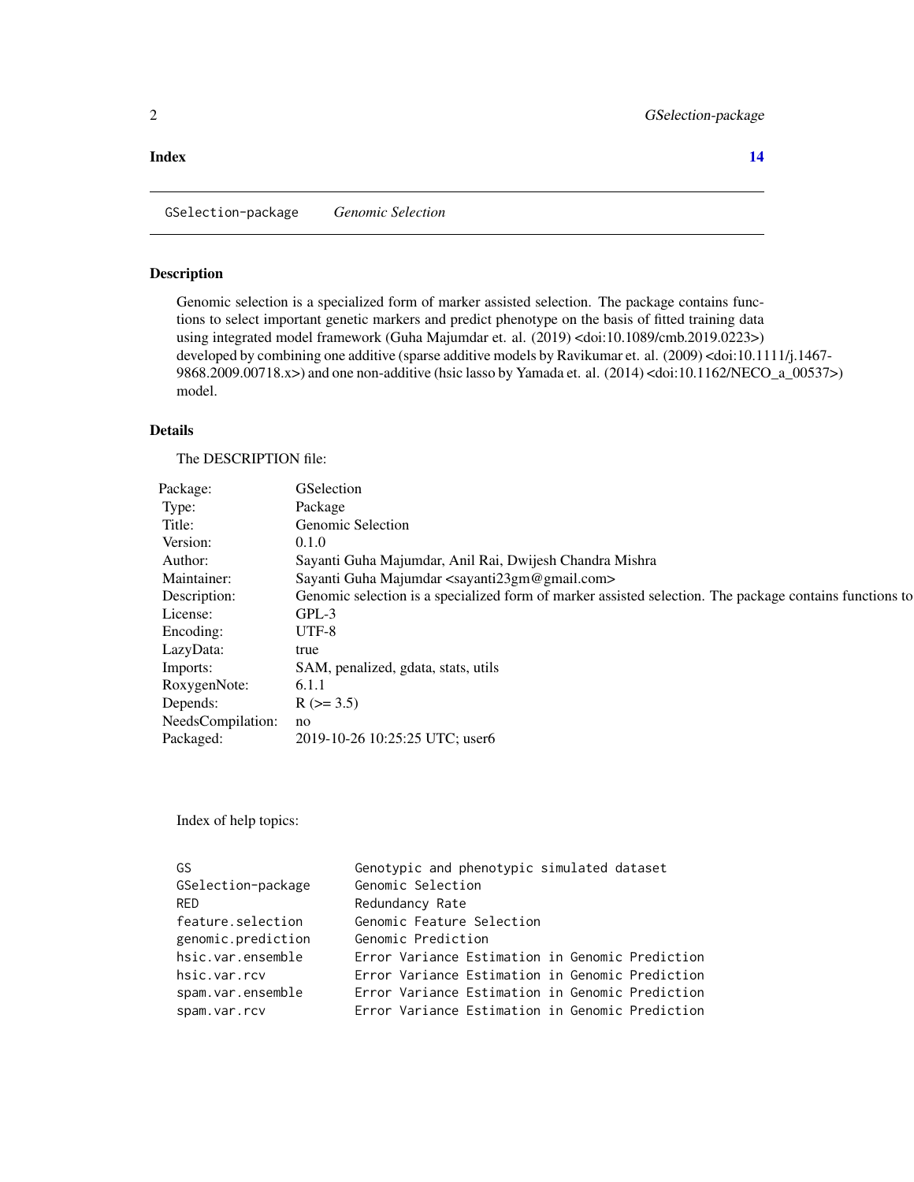**Index** 14

---

GSelection-package *Genomic Selection*

---

## Description

Genomic selection is a specialized form of marker assisted selection. The package contains functions to select important genetic markers and predict phenotype on the basis of fitted training data using integrated model framework (Guha Majumdar et. al. (2019) <doi:10.1089/cmb.2019.0223>) developed by combining one additive (sparse additive models by Ravikumar et. al. (2009) <doi:10.1111/j.1467-9868.2009.00718.x>) and one non-additive (hsic lasso by Yamada et. al. (2014) <doi:10.1162/NECO_a_00537>) model.

## Details

The DESCRIPTION file:

| | |
|---|---|
| Package: | GSelection |
| Type: | Package |
| Title: | Genomic Selection |
| Version: | 0.1.0 |
| Author: | Sayanti Guha Majumdar, Anil Rai, Dwijesh Chandra Mishra |
| Maintainer: | Sayanti Guha Majumdar <sayanti23gm@gmail.com> |
| Description: | Genomic selection is a specialized form of marker assisted selection. The package contains functions to |
| License: | GPL-3 |
| Encoding: | UTF-8 |
| LazyData: | true |
| Imports: | SAM, penalized, gdata, stats, utils |
| RoxygenNote: | 6.1.1 |
| Depends: | R (>= 3.5) |
| NeedsCompilation: | no |
| Packaged: | 2019-10-26 10:25:25 UTC; user6 |

Index of help topics:

```
GS                    Genotypic and phenotypic simulated dataset
GSelection-package    Genomic Selection
RED                   Redundancy Rate
feature.selection     Genomic Feature Selection
genomic.prediction    Genomic Prediction
hsic.var.ensemble     Error Variance Estimation in Genomic Prediction
hsic.var.rcv          Error Variance Estimation in Genomic Prediction
spam.var.ensemble     Error Variance Estimation in Genomic Prediction
spam.var.rcv          Error Variance Estimation in Genomic Prediction
```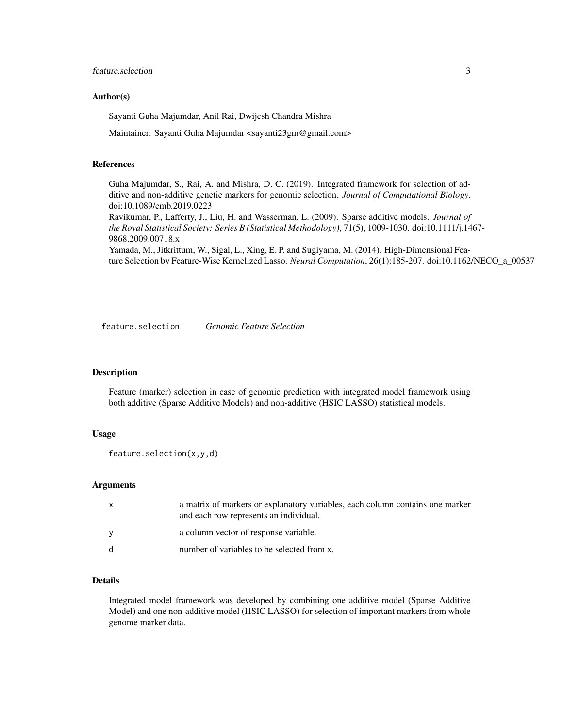### Author(s)

Sayanti Guha Majumdar, Anil Rai, Dwijesh Chandra Mishra

Maintainer: Sayanti Guha Majumdar <sayanti23gm@gmail.com>

### References

Guha Majumdar, S., Rai, A. and Mishra, D. C. (2019). Integrated framework for selection of additive and non-additive genetic markers for genomic selection. *Journal of Computational Biology*. doi:10.1089/cmb.2019.0223

Ravikumar, P., Lafferty, J., Liu, H. and Wasserman, L. (2009). Sparse additive models. *Journal of the Royal Statistical Society: Series B (Statistical Methodology)*, 71(5), 1009-1030. doi:10.1111/j.1467-9868.2009.00718.x

Yamada, M., Jitkrittum, W., Sigal, L., Xing, E. P. and Sugiyama, M. (2014). High-Dimensional Feature Selection by Feature-Wise Kernelized Lasso. *Neural Computation*, 26(1):185-207. doi:10.1162/NECO_a_00537

---

## feature.selection *Genomic Feature Selection*

---

### Description

Feature (marker) selection in case of genomic prediction with integrated model framework using both additive (Sparse Additive Models) and non-additive (HSIC LASSO) statistical models.

### Usage

```
feature.selection(x,y,d)
```

### Arguments

| | |
|---|---|
| x | a matrix of markers or explanatory variables, each column contains one marker and each row represents an individual. |
| y | a column vector of response variable. |
| d | number of variables to be selected from x. |

### Details

Integrated model framework was developed by combining one additive model (Sparse Additive Model) and one non-additive model (HSIC LASSO) for selection of important markers from whole genome marker data.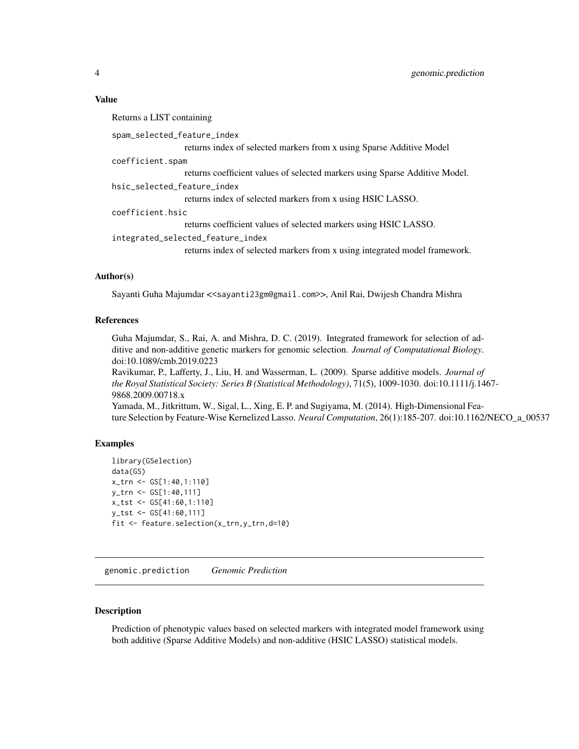## Value

Returns a LIST containing

`spam_selected_feature_index`
: returns index of selected markers from x using Sparse Additive Model

`coefficient.spam`
: returns coefficient values of selected markers using Sparse Additive Model.

`hsic_selected_feature_index`
: returns index of selected markers from x using HSIC LASSO.

`coefficient.hsic`
: returns coefficient values of selected markers using HSIC LASSO.

`integrated_selected_feature_index`
: returns index of selected markers from x using integrated model framework.

## Author(s)

Sayanti Guha Majumdar <<sayanti23gm@gmail.com>>, Anil Rai, Dwijesh Chandra Mishra

## References

Guha Majumdar, S., Rai, A. and Mishra, D. C. (2019). Integrated framework for selection of additive and non-additive genetic markers for genomic selection. *Journal of Computational Biology*. doi:10.1089/cmb.2019.0223

Ravikumar, P., Lafferty, J., Liu, H. and Wasserman, L. (2009). Sparse additive models. *Journal of the Royal Statistical Society: Series B (Statistical Methodology)*, 71(5), 1009-1030. doi:10.1111/j.1467-9868.2009.00718.x

Yamada, M., Jitkrittum, W., Sigal, L., Xing, E. P. and Sugiyama, M. (2014). High-Dimensional Feature Selection by Feature-Wise Kernelized Lasso. *Neural Computation*, 26(1):185-207. doi:10.1162/NECO_a_00537

## Examples

```
library(GSelection)
data(GS)
x_trn <- GS[1:40,1:110]
y_trn <- GS[1:40,111]
x_tst <- GS[41:60,1:110]
y_tst <- GS[41:60,111]
fit <- feature.selection(x_trn,y_trn,d=10)
```

---

# genomic.prediction *Genomic Prediction*

---

## Description

Prediction of phenotypic values based on selected markers with integrated model framework using both additive (Sparse Additive Models) and non-additive (HSIC LASSO) statistical models.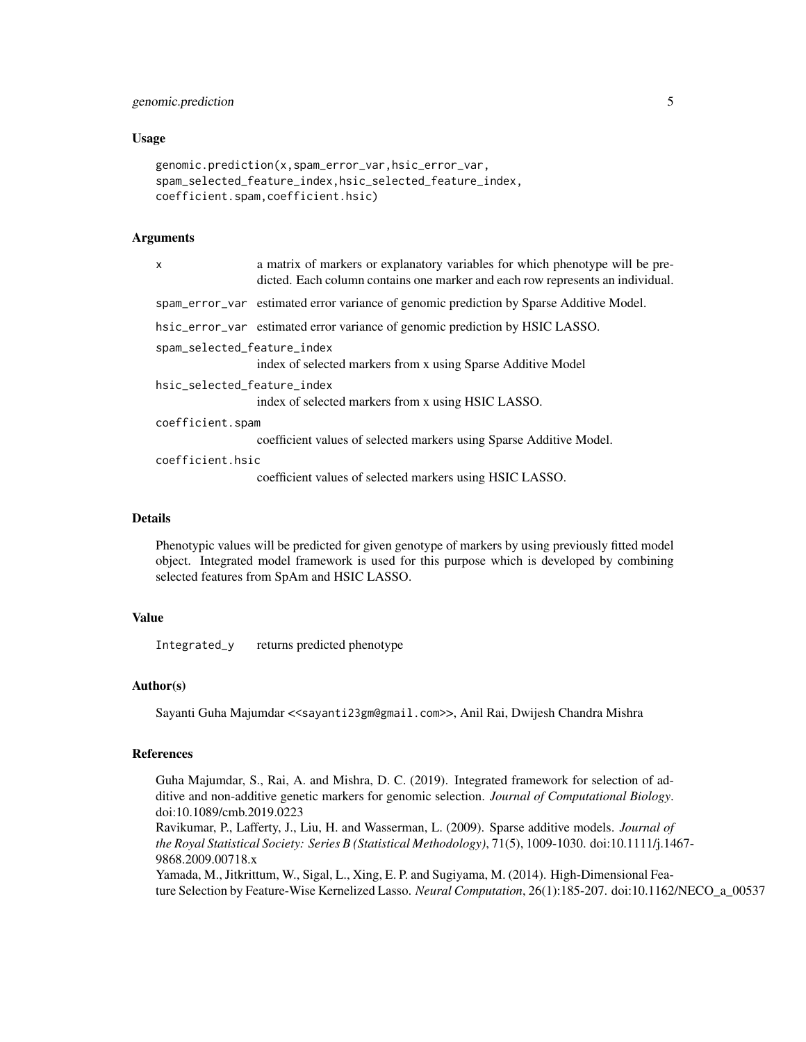### Usage

```
genomic.prediction(x,spam_error_var,hsic_error_var,
spam_selected_feature_index,hsic_selected_feature_index,
coefficient.spam,coefficient.hsic)
```

### Arguments

| | |
|---|---|
| x | a matrix of markers or explanatory variables for which phenotype will be predicted. Each column contains one marker and each row represents an individual. |
| spam_error_var | estimated error variance of genomic prediction by Sparse Additive Model. |
| hsic_error_var | estimated error variance of genomic prediction by HSIC LASSO. |
| spam_selected_feature_index | index of selected markers from x using Sparse Additive Model |
| hsic_selected_feature_index | index of selected markers from x using HSIC LASSO. |
| coefficient.spam | coefficient values of selected markers using Sparse Additive Model. |
| coefficient.hsic | coefficient values of selected markers using HSIC LASSO. |

### Details

Phenotypic values will be predicted for given genotype of markers by using previously fitted model object. Integrated model framework is used for this purpose which is developed by combining selected features from SpAm and HSIC LASSO.

### Value

| | |
|---|---|
| Integrated_y | returns predicted phenotype |

### Author(s)

Sayanti Guha Majumdar <<sayanti23gm@gmail.com>>, Anil Rai, Dwijesh Chandra Mishra

### References

Guha Majumdar, S., Rai, A. and Mishra, D. C. (2019). Integrated framework for selection of additive and non-additive genetic markers for genomic selection. *Journal of Computational Biology*. doi:10.1089/cmb.2019.0223

Ravikumar, P., Lafferty, J., Liu, H. and Wasserman, L. (2009). Sparse additive models. *Journal of the Royal Statistical Society: Series B (Statistical Methodology)*, 71(5), 1009-1030. doi:10.1111/j.1467-9868.2009.00718.x

Yamada, M., Jitkrittum, W., Sigal, L., Xing, E. P. and Sugiyama, M. (2014). High-Dimensional Feature Selection by Feature-Wise Kernelized Lasso. *Neural Computation*, 26(1):185-207. doi:10.1162/NECO_a_00537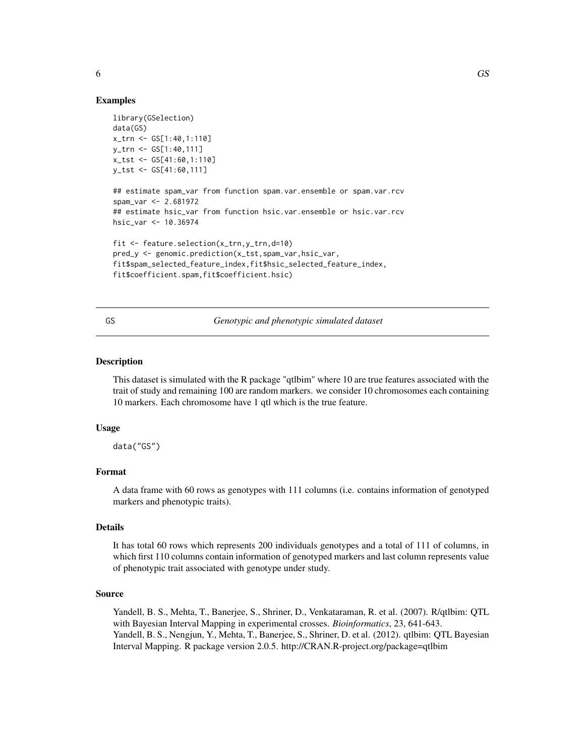### Examples

```
library(GSelection)
data(GS)
x_trn <- GS[1:40,1:110]
y_trn <- GS[1:40,111]
x_tst <- GS[41:60,1:110]
y_tst <- GS[41:60,111]

## estimate spam_var from function spam.var.ensemble or spam.var.rcv
spam_var <- 2.681972
## estimate hsic_var from function hsic.var.ensemble or hsic.var.rcv
hsic_var <- 10.36974

fit <- feature.selection(x_trn,y_trn,d=10)
pred_y <- genomic.prediction(x_tst,spam_var,hsic_var,
fit$spam_selected_feature_index,fit$hsic_selected_feature_index,
fit$coefficient.spam,fit$coefficient.hsic)
```

---

## GS — *Genotypic and phenotypic simulated dataset*

### Description

This dataset is simulated with the R package "qtlbim" where 10 are true features associated with the trait of study and remaining 100 are random markers. we consider 10 chromosomes each containing 10 markers. Each chromosome have 1 qtl which is the true feature.

### Usage

```
data("GS")
```

### Format

A data frame with 60 rows as genotypes with 111 columns (i.e. contains information of genotyped markers and phenotypic traits).

### Details

It has total 60 rows which represents 200 individuals genotypes and a total of 111 of columns, in which first 110 columns contain information of genotyped markers and last column represents value of phenotypic trait associated with genotype under study.

### Source

Yandell, B. S., Mehta, T., Banerjee, S., Shriner, D., Venkataraman, R. et al. (2007). R/qtlbim: QTL with Bayesian Interval Mapping in experimental crosses. *Bioinformatics*, 23, 641-643.
Yandell, B. S., Nengjun, Y., Mehta, T., Banerjee, S., Shriner, D. et al. (2012). qtlbim: QTL Bayesian Interval Mapping. R package version 2.0.5. http://CRAN.R-project.org/package=qtlbim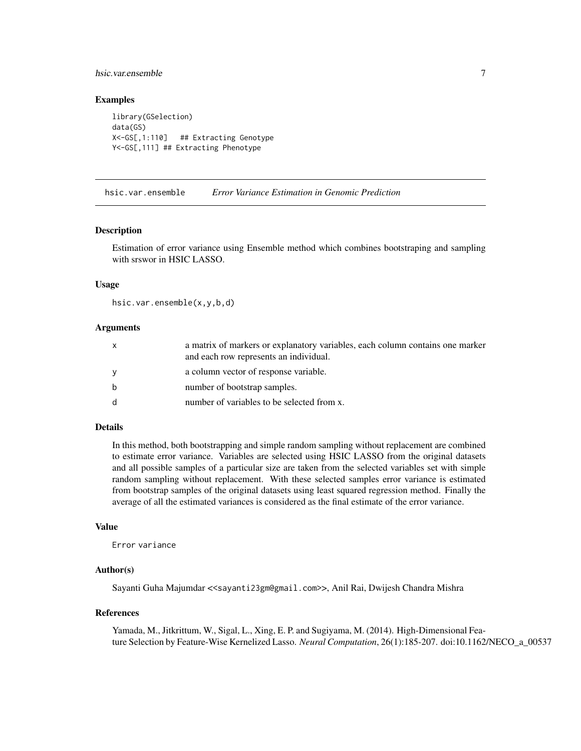## Examples

```
library(GSelection)
data(GS)
X<-GS[,1:110]   ## Extracting Genotype
Y<-GS[,111] ## Extracting Phenotype
```

---

## hsic.var.ensemble    *Error Variance Estimation in Genomic Prediction*

---

### Description

Estimation of error variance using Ensemble method which combines bootstraping and sampling with srswor in HSIC LASSO.

### Usage

```
hsic.var.ensemble(x,y,b,d)
```

### Arguments

| | |
|---|---|
| x | a matrix of markers or explanatory variables, each column contains one marker and each row represents an individual. |
| y | a column vector of response variable. |
| b | number of bootstrap samples. |
| d | number of variables to be selected from x. |

### Details

In this method, both bootstrapping and simple random sampling without replacement are combined to estimate error variance. Variables are selected using HSIC LASSO from the original datasets and all possible samples of a particular size are taken from the selected variables set with simple random sampling without replacement. With these selected samples error variance is estimated from bootstrap samples of the original datasets using least squared regression method. Finally the average of all the estimated variances is considered as the final estimate of the error variance.

### Value

Error variance

### Author(s)

Sayanti Guha Majumdar <<sayanti23gm@gmail.com>>, Anil Rai, Dwijesh Chandra Mishra

### References

Yamada, M., Jitkrittum, W., Sigal, L., Xing, E. P. and Sugiyama, M. (2014). High-Dimensional Feature Selection by Feature-Wise Kernelized Lasso. *Neural Computation*, 26(1):185-207. doi:10.1162/NECO_a_00537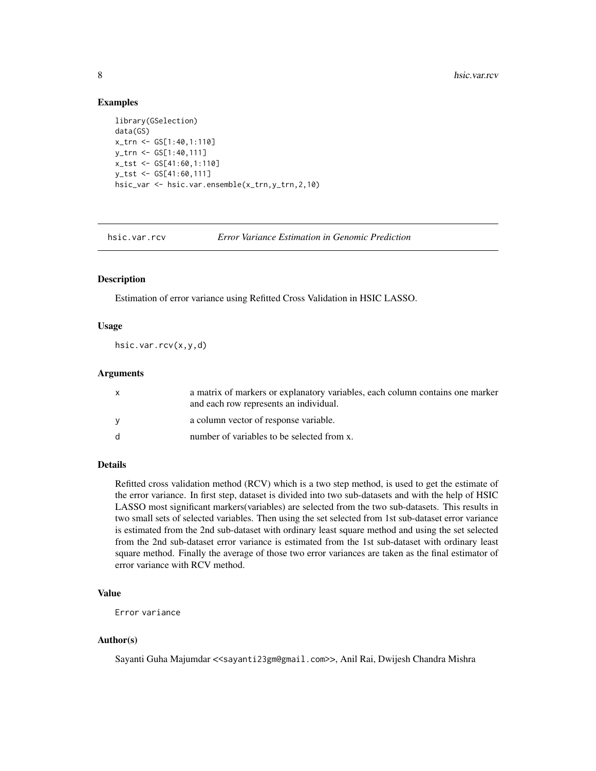## Examples

```
library(GSelection)
data(GS)
x_trn <- GS[1:40,1:110]
y_trn <- GS[1:40,111]
x_tst <- GS[41:60,1:110]
y_tst <- GS[41:60,111]
hsic_var <- hsic.var.ensemble(x_trn,y_trn,2,10)
```

---

# hsic.var.rcv &nbsp;&nbsp;&nbsp; *Error Variance Estimation in Genomic Prediction*

---

## Description

Estimation of error variance using Refitted Cross Validation in HSIC LASSO.

## Usage

```
hsic.var.rcv(x,y,d)
```

## Arguments

| | |
|---|---|
| x | a matrix of markers or explanatory variables, each column contains one marker and each row represents an individual. |
| y | a column vector of response variable. |
| d | number of variables to be selected from x. |

## Details

Refitted cross validation method (RCV) which is a two step method, is used to get the estimate of the error variance. In first step, dataset is divided into two sub-datasets and with the help of HSIC LASSO most significant markers(variables) are selected from the two sub-datasets. This results in two small sets of selected variables. Then using the set selected from 1st sub-dataset error variance is estimated from the 2nd sub-dataset with ordinary least square method and using the set selected from the 2nd sub-dataset error variance is estimated from the 1st sub-dataset with ordinary least square method. Finally the average of those two error variances are taken as the final estimator of error variance with RCV method.

## Value

Error variance

## Author(s)

Sayanti Guha Majumdar <<sayanti23gm@gmail.com>>, Anil Rai, Dwijesh Chandra Mishra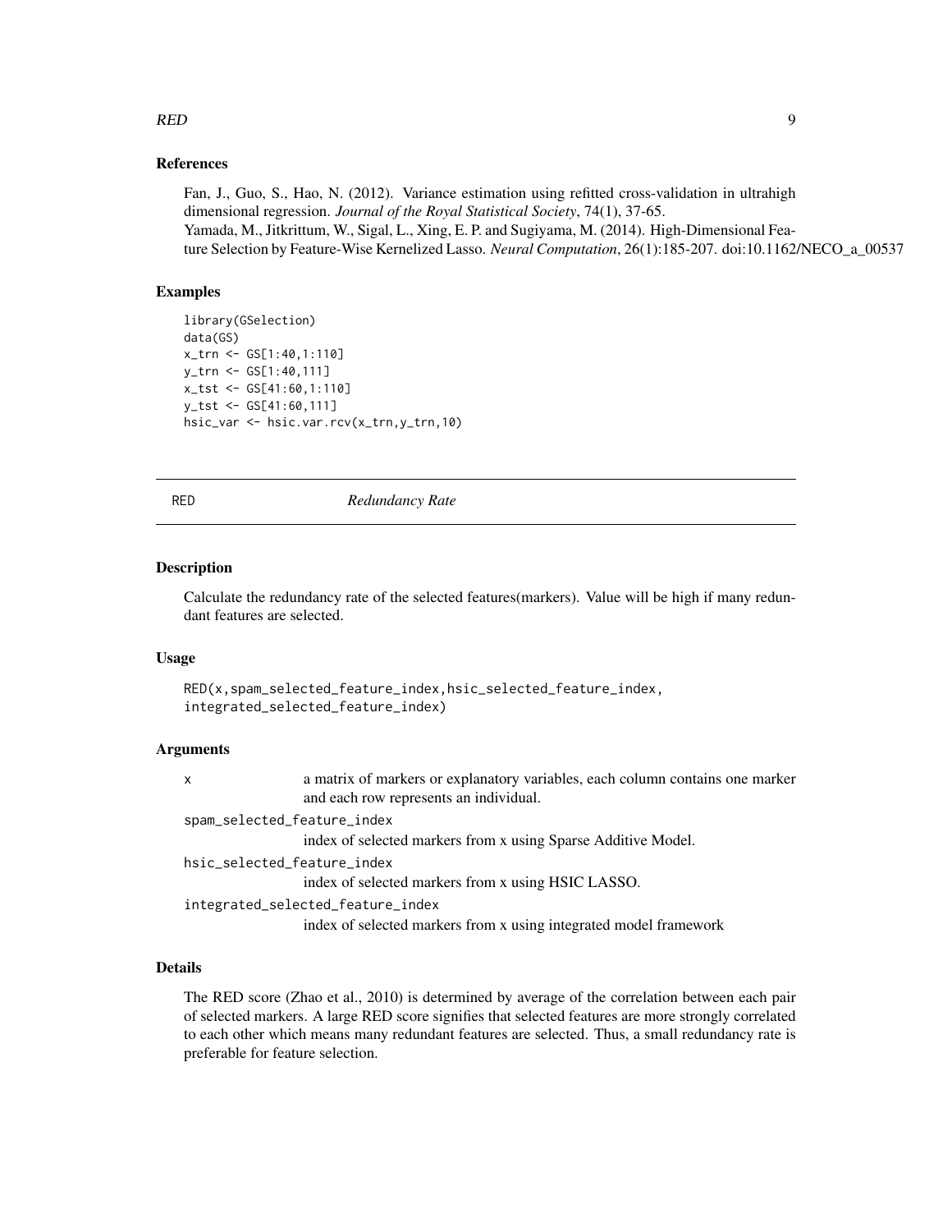### References

Fan, J., Guo, S., Hao, N. (2012). Variance estimation using refitted cross-validation in ultrahigh dimensional regression. *Journal of the Royal Statistical Society*, 74(1), 37-65.
Yamada, M., Jitkrittum, W., Sigal, L., Xing, E. P. and Sugiyama, M. (2014). High-Dimensional Feature Selection by Feature-Wise Kernelized Lasso. *Neural Computation*, 26(1):185-207. doi:10.1162/NECO_a_00537

### Examples

```
library(GSelection)
data(GS)
x_trn <- GS[1:40,1:110]
y_trn <- GS[1:40,111]
x_tst <- GS[41:60,1:110]
y_tst <- GS[41:60,111]
hsic_var <- hsic.var.rcv(x_trn,y_trn,10)
```

---

## RED *Redundancy Rate*

---

### Description

Calculate the redundancy rate of the selected features(markers). Value will be high if many redundant features are selected.

### Usage

```
RED(x,spam_selected_feature_index,hsic_selected_feature_index,
integrated_selected_feature_index)
```

### Arguments

| | |
|---|---|
| `x` | a matrix of markers or explanatory variables, each column contains one marker and each row represents an individual. |
| `spam_selected_feature_index` | index of selected markers from x using Sparse Additive Model. |
| `hsic_selected_feature_index` | index of selected markers from x using HSIC LASSO. |
| `integrated_selected_feature_index` | index of selected markers from x using integrated model framework |

### Details

The RED score (Zhao et al., 2010) is determined by average of the correlation between each pair of selected markers. A large RED score signifies that selected features are more strongly correlated to each other which means many redundant features are selected. Thus, a small redundancy rate is preferable for feature selection.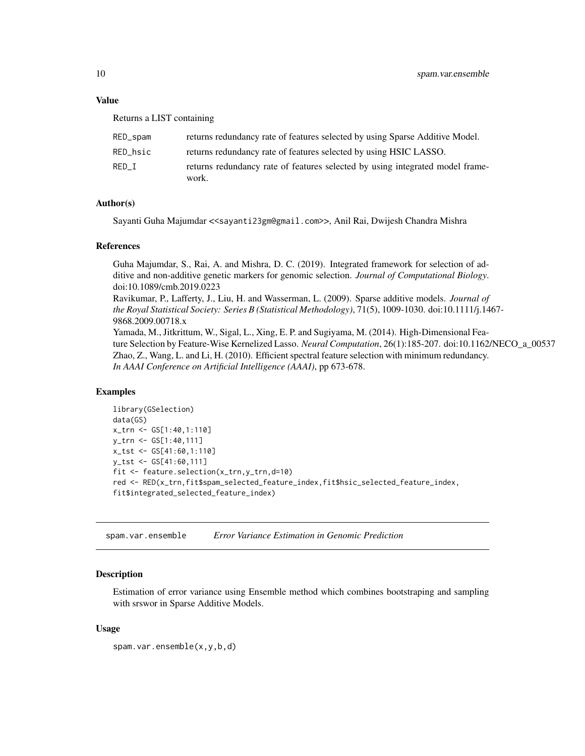### Value

Returns a LIST containing

| | |
|---|---|
| RED_spam | returns redundancy rate of features selected by using Sparse Additive Model. |
| RED_hsic | returns redundancy rate of features selected by using HSIC LASSO. |
| RED_I | returns redundancy rate of features selected by using integrated model framework. |

### Author(s)

Sayanti Guha Majumdar <<sayanti23gm@gmail.com>>, Anil Rai, Dwijesh Chandra Mishra

### References

Guha Majumdar, S., Rai, A. and Mishra, D. C. (2019). Integrated framework for selection of additive and non-additive genetic markers for genomic selection. *Journal of Computational Biology*. doi:10.1089/cmb.2019.0223
Ravikumar, P., Lafferty, J., Liu, H. and Wasserman, L. (2009). Sparse additive models. *Journal of the Royal Statistical Society: Series B (Statistical Methodology)*, 71(5), 1009-1030. doi:10.1111/j.1467-9868.2009.00718.x
Yamada, M., Jitkrittum, W., Sigal, L., Xing, E. P. and Sugiyama, M. (2014). High-Dimensional Feature Selection by Feature-Wise Kernelized Lasso. *Neural Computation*, 26(1):185-207. doi:10.1162/NECO_a_00537
Zhao, Z., Wang, L. and Li, H. (2010). Efficient spectral feature selection with minimum redundancy. *In AAAI Conference on Artificial Intelligence (AAAI)*, pp 673-678.

### Examples

```
library(GSelection)
data(GS)
x_trn <- GS[1:40,1:110]
y_trn <- GS[1:40,111]
x_tst <- GS[41:60,1:110]
y_tst <- GS[41:60,111]
fit <- feature.selection(x_trn,y_trn,d=10)
red <- RED(x_trn,fit$spam_selected_feature_index,fit$hsic_selected_feature_index,
fit$integrated_selected_feature_index)
```

---

## spam.var.ensemble    *Error Variance Estimation in Genomic Prediction*

### Description

Estimation of error variance using Ensemble method which combines bootstraping and sampling with srswor in Sparse Additive Models.

### Usage

```
spam.var.ensemble(x,y,b,d)
```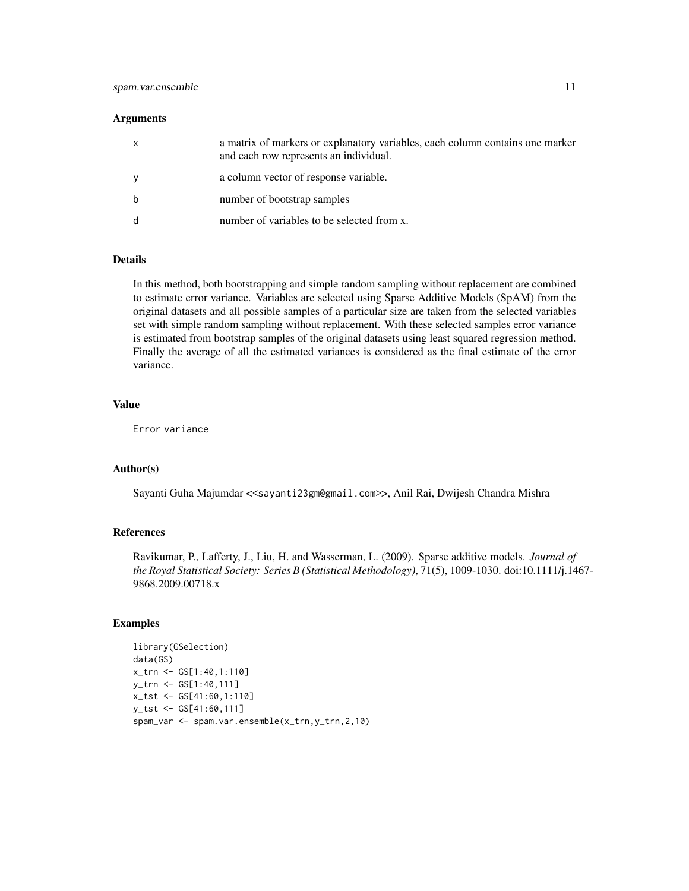## Arguments

| | |
|---|---|
| x | a matrix of markers or explanatory variables, each column contains one marker and each row represents an individual. |
| y | a column vector of response variable. |
| b | number of bootstrap samples |
| d | number of variables to be selected from x. |

## Details

In this method, both bootstrapping and simple random sampling without replacement are combined to estimate error variance. Variables are selected using Sparse Additive Models (SpAM) from the original datasets and all possible samples of a particular size are taken from the selected variables set with simple random sampling without replacement. With these selected samples error variance is estimated from bootstrap samples of the original datasets using least squared regression method. Finally the average of all the estimated variances is considered as the final estimate of the error variance.

## Value

Error variance

## Author(s)

Sayanti Guha Majumdar <<sayanti23gm@gmail.com>>, Anil Rai, Dwijesh Chandra Mishra

## References

Ravikumar, P., Lafferty, J., Liu, H. and Wasserman, L. (2009). Sparse additive models. *Journal of the Royal Statistical Society: Series B (Statistical Methodology)*, 71(5), 1009-1030. doi:10.1111/j.1467-9868.2009.00718.x

## Examples

```
library(GSelection)
data(GS)
x_trn <- GS[1:40,1:110]
y_trn <- GS[1:40,111]
x_tst <- GS[41:60,1:110]
y_tst <- GS[41:60,111]
spam_var <- spam.var.ensemble(x_trn,y_trn,2,10)
```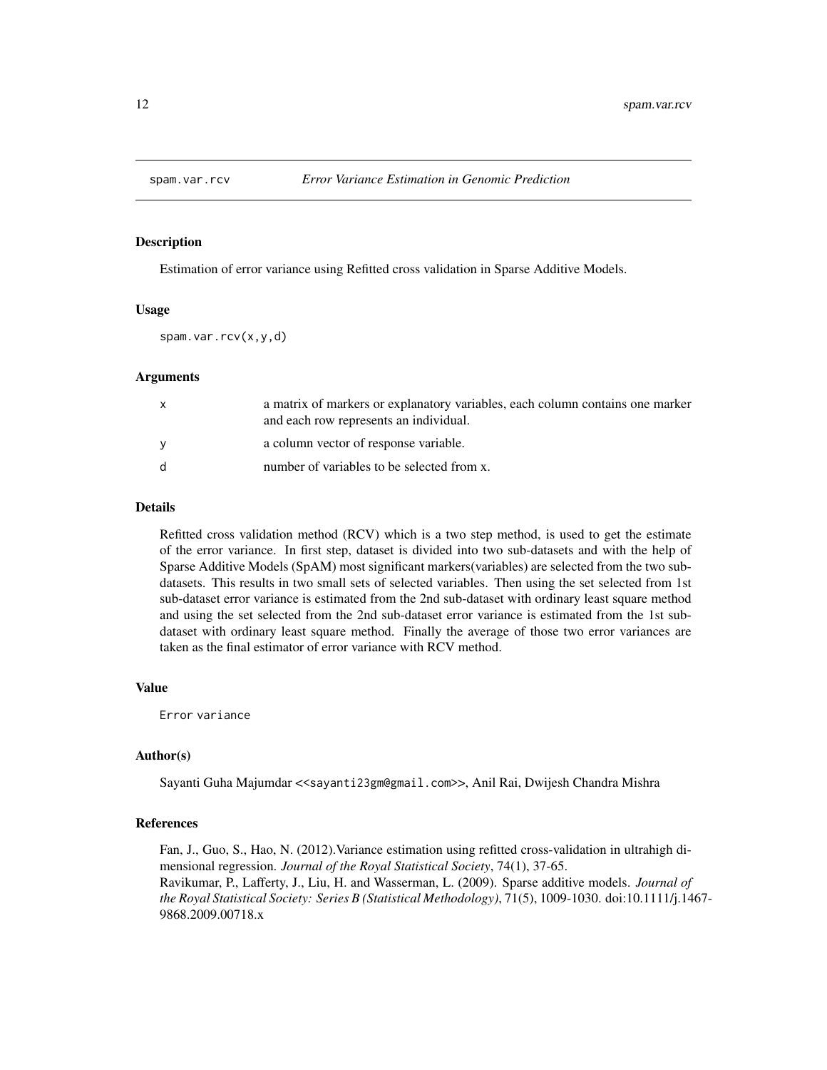spam.var.rcv *Error Variance Estimation in Genomic Prediction*

## Description

Estimation of error variance using Refitted cross validation in Sparse Additive Models.

## Usage

```
spam.var.rcv(x,y,d)
```

## Arguments

| | |
|---|---|
| x | a matrix of markers or explanatory variables, each column contains one marker and each row represents an individual. |
| y | a column vector of response variable. |
| d | number of variables to be selected from x. |

## Details

Refitted cross validation method (RCV) which is a two step method, is used to get the estimate of the error variance. In first step, dataset is divided into two sub-datasets and with the help of Sparse Additive Models (SpAM) most significant markers(variables) are selected from the two sub-datasets. This results in two small sets of selected variables. Then using the set selected from 1st sub-dataset error variance is estimated from the 2nd sub-dataset with ordinary least square method and using the set selected from the 2nd sub-dataset error variance is estimated from the 1st sub-dataset with ordinary least square method. Finally the average of those two error variances are taken as the final estimator of error variance with RCV method.

## Value

Error variance

## Author(s)

Sayanti Guha Majumdar <<sayanti23gm@gmail.com>>, Anil Rai, Dwijesh Chandra Mishra

## References

Fan, J., Guo, S., Hao, N. (2012).Variance estimation using refitted cross-validation in ultrahigh dimensional regression. *Journal of the Royal Statistical Society*, 74(1), 37-65.
Ravikumar, P., Lafferty, J., Liu, H. and Wasserman, L. (2009). Sparse additive models. *Journal of the Royal Statistical Society: Series B (Statistical Methodology)*, 71(5), 1009-1030. doi:10.1111/j.1467-9868.2009.00718.x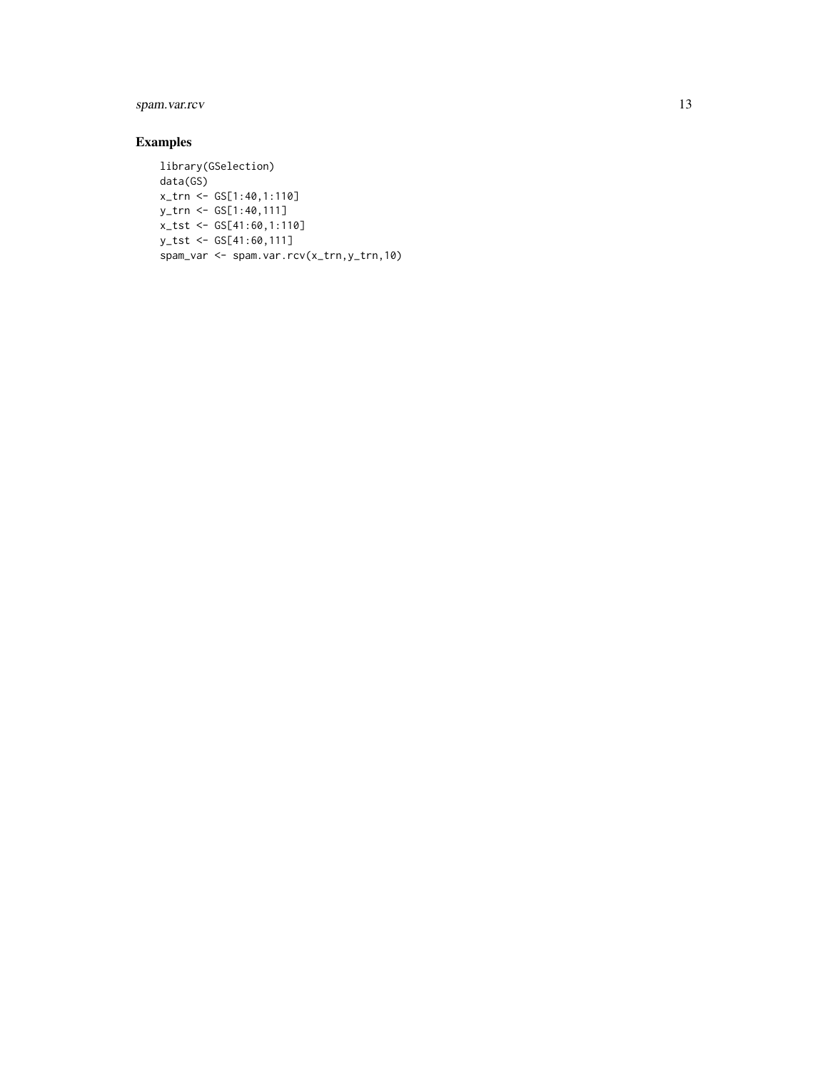## Examples

```
library(GSelection)
data(GS)
x_trn <- GS[1:40,1:110]
y_trn <- GS[1:40,111]
x_tst <- GS[41:60,1:110]
y_tst <- GS[41:60,111]
spam_var <- spam.var.rcv(x_trn,y_trn,10)
```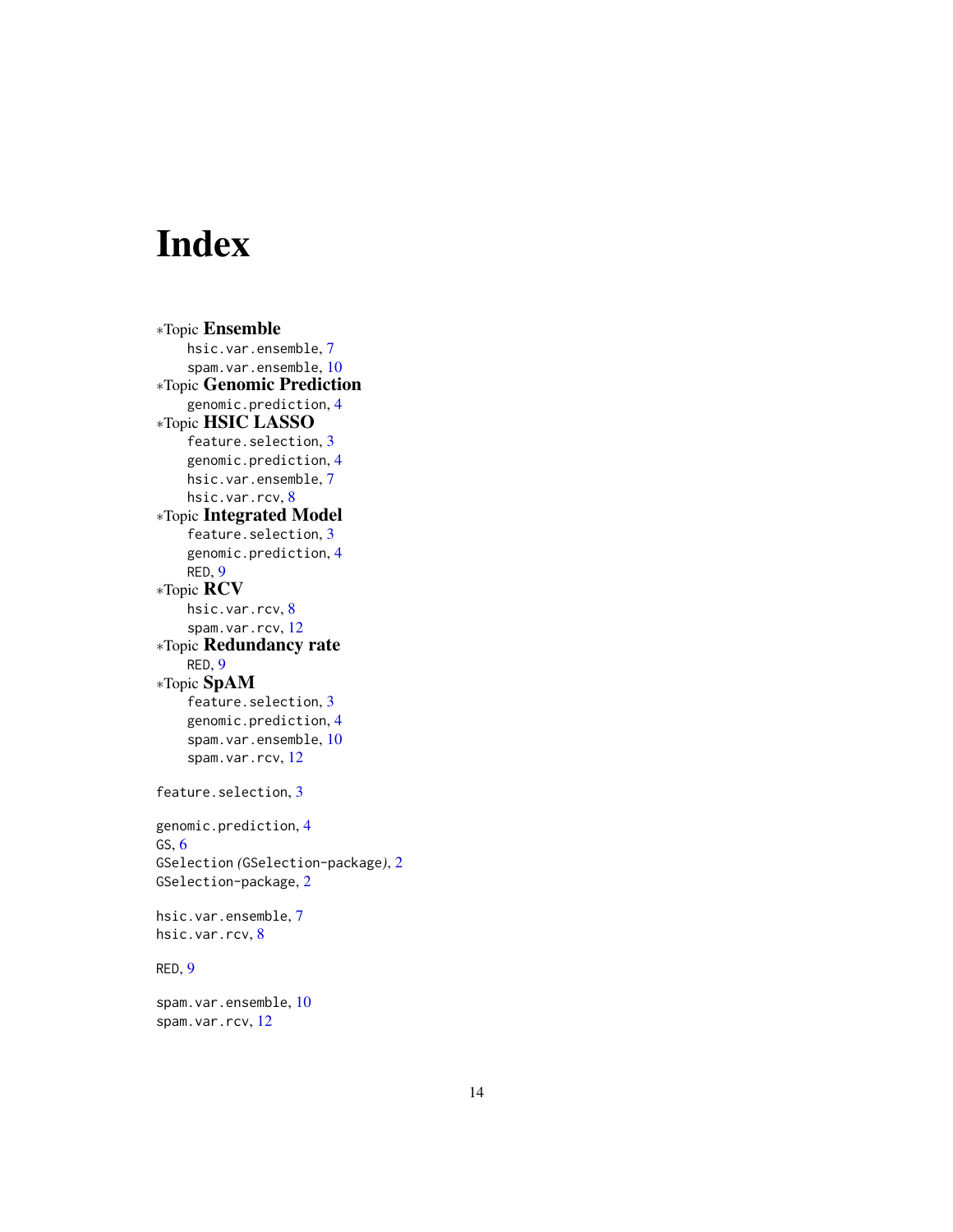# Index

*Topic **Ensemble**
  hsic.var.ensemble, 7
  spam.var.ensemble, 10
*Topic **Genomic Prediction**
  genomic.prediction, 4
*Topic **HSIC LASSO**
  feature.selection, 3
  genomic.prediction, 4
  hsic.var.ensemble, 7
  hsic.var.rcv, 8
*Topic **Integrated Model**
  feature.selection, 3
  genomic.prediction, 4
  RED, 9
*Topic **RCV**
  hsic.var.rcv, 8
  spam.var.rcv, 12
*Topic **Redundancy rate**
  RED, 9
*Topic **SpAM**
  feature.selection, 3
  genomic.prediction, 4
  spam.var.ensemble, 10
  spam.var.rcv, 12

feature.selection, 3

genomic.prediction, 4
GS, 6
GSelection (GSelection-package), 2
GSelection-package, 2

hsic.var.ensemble, 7
hsic.var.rcv, 8

RED, 9

spam.var.ensemble, 10
spam.var.rcv, 12